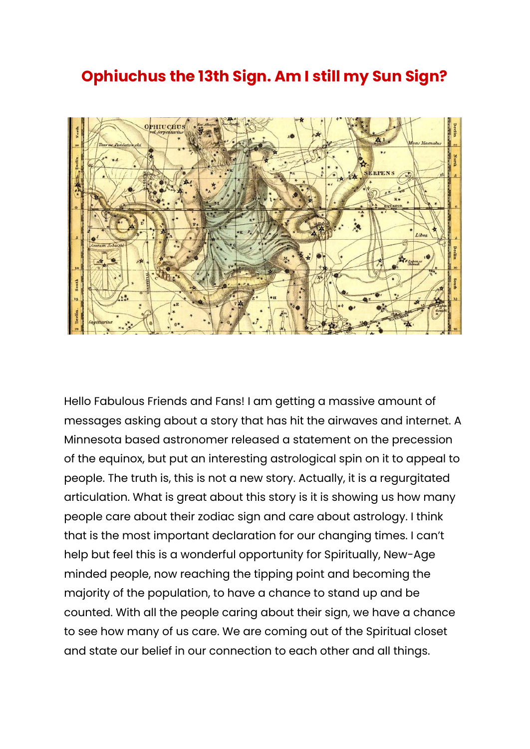# Ophiuchus the 13th Sign. Am I still my Sun Sign?

Hello Fabulous Friends and Fans! I am getting a massive amount of messages asking about a story that has hit the airwaves and internet. A Minnesota based astronomer released a statement on the precession of the equinox, but put an interesting astrological spin on it to appeal to people. The truth is, this is not a new story. Actually, it is a regurgitated articulation. What is great about this story is it is showing us how many people care about their zodiac sign and care about astrology. I think that is the most important declaration for our changing times. I can't help but feel this is a wonderful opportunity for Spiritually, New-Age minded people, now reaching the tipping point and becoming the majority of the population, to have a chance to stand up and be counted. With all the people caring about their sign, we have a chance to see how many of us care. We are coming out of the Spiritual closet and state our belief in our connection to each other and all things.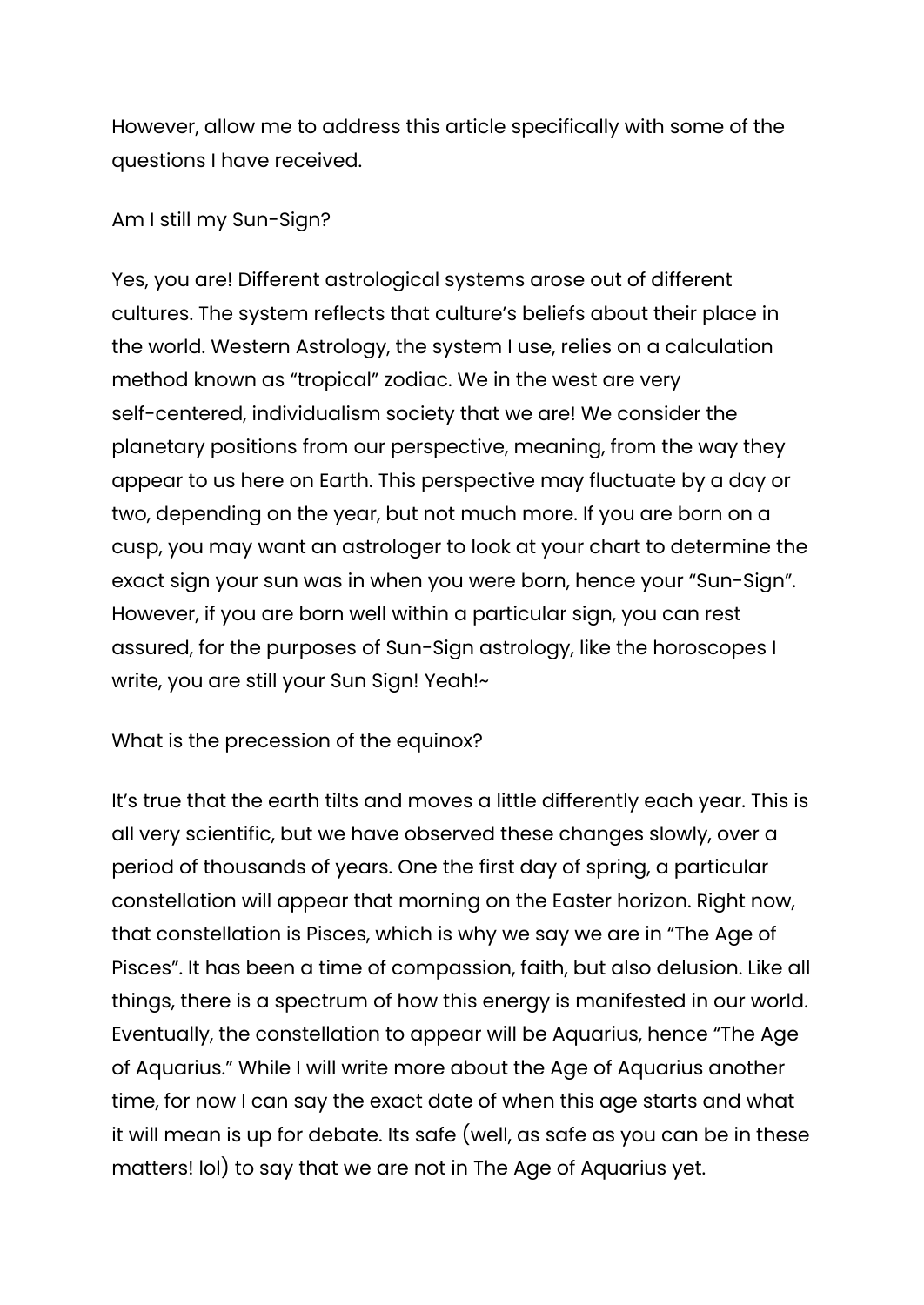However, allow me to address this article specifically with some of the questions I have received.

Am I still my Sun-Sign?

Yes, you are! Different astrological systems arose out of different cultures. The system reflects that culture's beliefs about their place in the world. Western Astrology, the system I use, relies on a calculation method known as "tropical" zodiac. We in the west are very self-centered, individualism society that we are! We consider the planetary positions from our perspective, meaning, from the way they appear to us here on Earth. This perspective may fluctuate by a day or two, depending on the year, but not much more. If you are born on a cusp, you may want an astrologer to look at your chart to determine the exact sign your sun was in when you were born, hence your "Sun-Sign". However, if you are born well within a particular sign, you can rest assured, for the purposes of Sun-Sign astrology, like the horoscopes I write, you are still your Sun Sign! Yeah!~

What is the precession of the equinox?

It's true that the earth tilts and moves a little differently each year. This is all very scientific, but we have observed these changes slowly, over a period of thousands of years. One the first day of spring, a particular constellation will appear that morning on the Easter horizon. Right now, that constellation is Pisces, which is why we say we are in "The Age of Pisces". It has been a time of compassion, faith, but also delusion. Like all things, there is a spectrum of how this energy is manifested in our world. Eventually, the constellation to appear will be Aquarius, hence "The Age of Aquarius." While I will write more about the Age of Aquarius another time, for now I can say the exact date of when this age starts and what it will mean is up for debate. Its safe (well, as safe as you can be in these matters! lol) to say that we are not in The Age of Aquarius yet.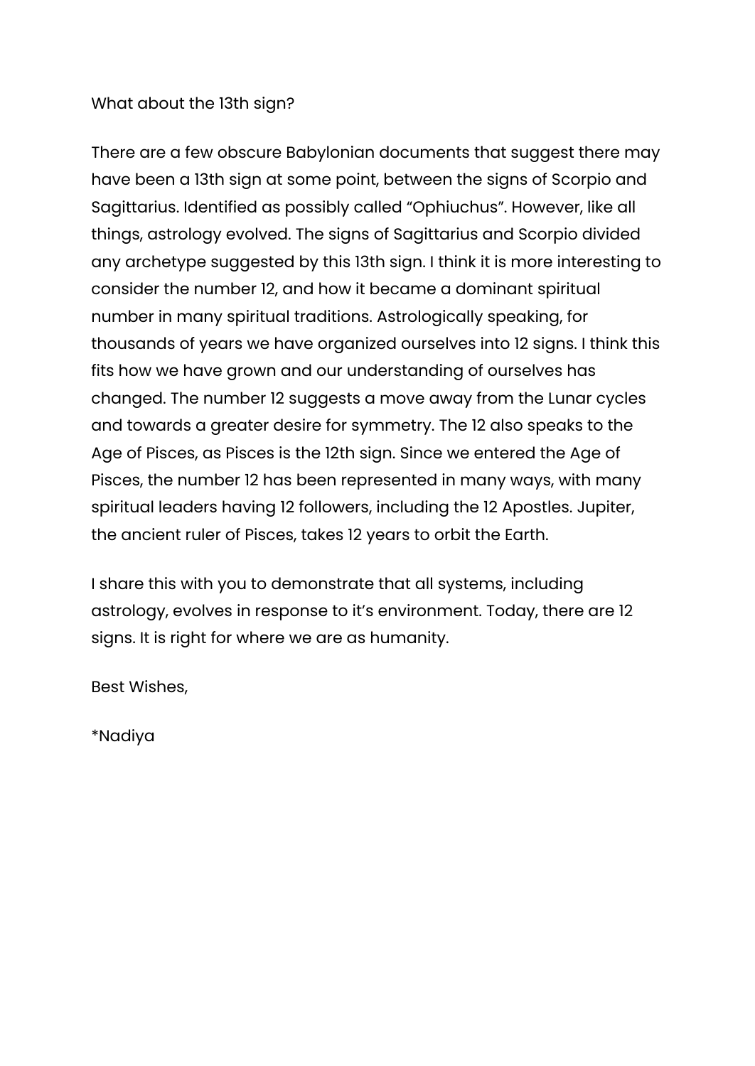What about the 13th sign?

There are a few obscure Babylonian documents that suggest there may have been a 13th sign at some point, between the signs of Scorpio and Sagittarius. Identified as possibly called "Ophiuchus". However, like all things, astrology evolved. The signs of Sagittarius and Scorpio divided any archetype suggested by this 13th sign. I think it is more interesting to consider the number 12, and how it became a dominant spiritual number in many spiritual traditions. Astrologically speaking, for thousands of years we have organized ourselves into 12 signs. I think this fits how we have grown and our understanding of ourselves has changed. The number 12 suggests a move away from the Lunar cycles and towards a greater desire for symmetry. The 12 also speaks to the Age of Pisces, as Pisces is the 12th sign. Since we entered the Age of Pisces, the number 12 has been represented in many ways, with many spiritual leaders having 12 followers, including the 12 Apostles. Jupiter, the ancient ruler of Pisces, takes 12 years to orbit the Earth.

I share this with you to demonstrate that all systems, including astrology, evolves in response to it's environment. Today, there are 12 signs. It is right for where we are as humanity.

Best Wishes,

*Nadiya